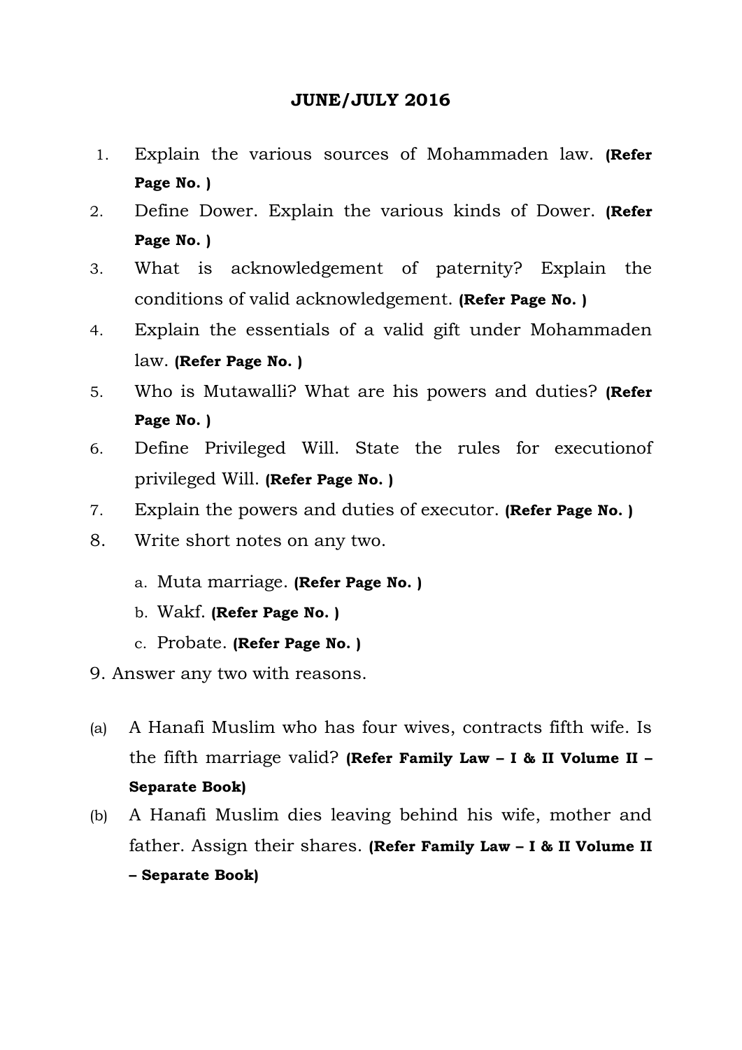## JUNE/JULY 2016

1. Explain the various sources of Mohammaden law. **(Refer Page No. )**
2. Define Dower. Explain the various kinds of Dower. **(Refer Page No. )**
3. What is acknowledgement of paternity? Explain the conditions of valid acknowledgement. **(Refer Page No. )**
4. Explain the essentials of a valid gift under Mohammaden law. **(Refer Page No. )**
5. Who is Mutawalli? What are his powers and duties? **(Refer Page No. )**
6. Define Privileged Will. State the rules for executionof privileged Will. **(Refer Page No. )**
7. Explain the powers and duties of executor. **(Refer Page No. )**
8. Write short notes on any two.
   a. Muta marriage. **(Refer Page No. )**
   b. Wakf. **(Refer Page No. )**
   c. Probate. **(Refer Page No. )**

9. Answer any two with reasons.

(a) A Hanafi Muslim who has four wives, contracts fifth wife. Is the fifth marriage valid? **(Refer Family Law – I & II Volume II – Separate Book)**

(b) A Hanafi Muslim dies leaving behind his wife, mother and father. Assign their shares. **(Refer Family Law – I & II Volume II – Separate Book)**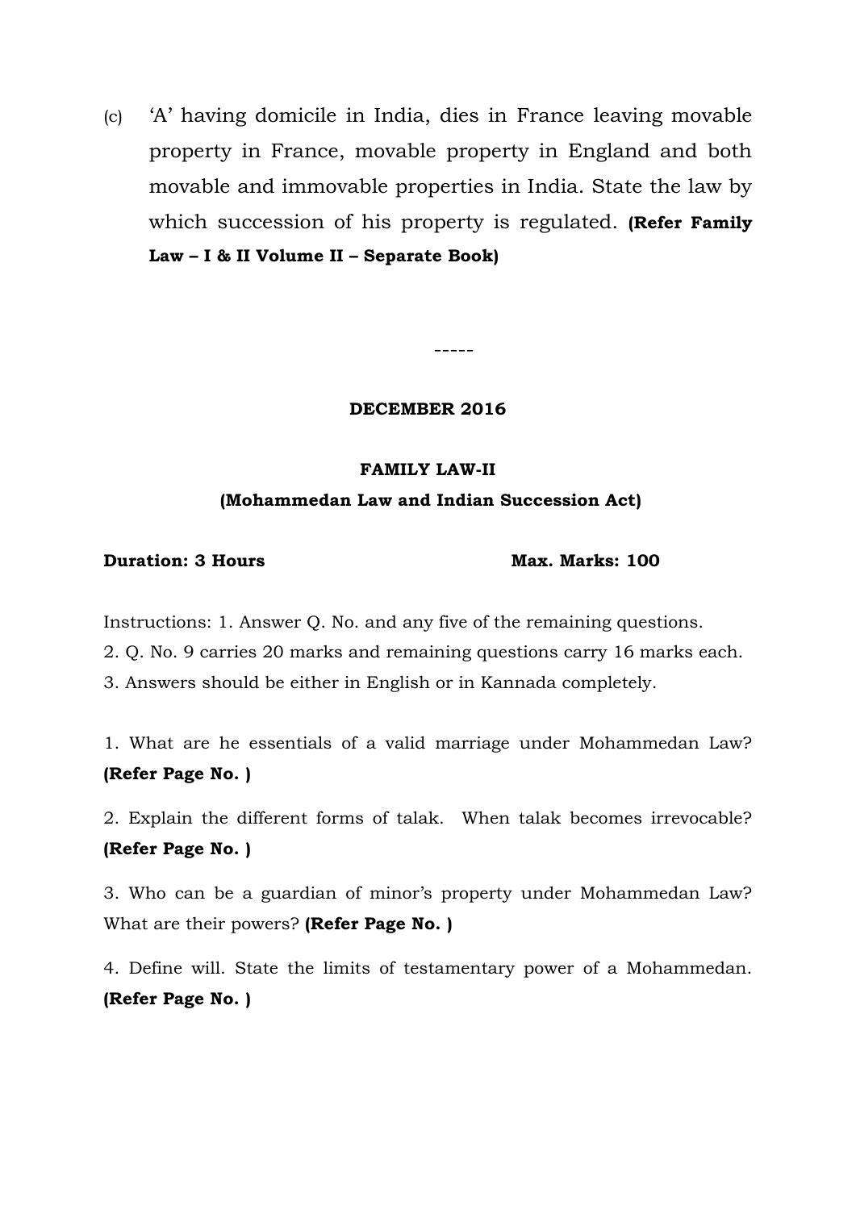(c) 'A' having domicile in India, dies in France leaving movable property in France, movable property in England and both movable and immovable properties in India. State the law by which succession of his property is regulated. **(Refer Family Law – I & II Volume II – Separate Book)**

-----

**DECEMBER 2016**

**FAMILY LAW-II**

**(Mohammedan Law and Indian Succession Act)**

**Duration: 3 Hours** **Max. Marks: 100**

Instructions: 1. Answer Q. No. and any five of the remaining questions.

2. Q. No. 9 carries 20 marks and remaining questions carry 16 marks each.

3. Answers should be either in English or in Kannada completely.

1. What are he essentials of a valid marriage under Mohammedan Law? **(Refer Page No. )**

2. Explain the different forms of talak. When talak becomes irrevocable? **(Refer Page No. )**

3. Who can be a guardian of minor's property under Mohammedan Law? What are their powers? **(Refer Page No. )**

4. Define will. State the limits of testamentary power of a Mohammedan. **(Refer Page No. )**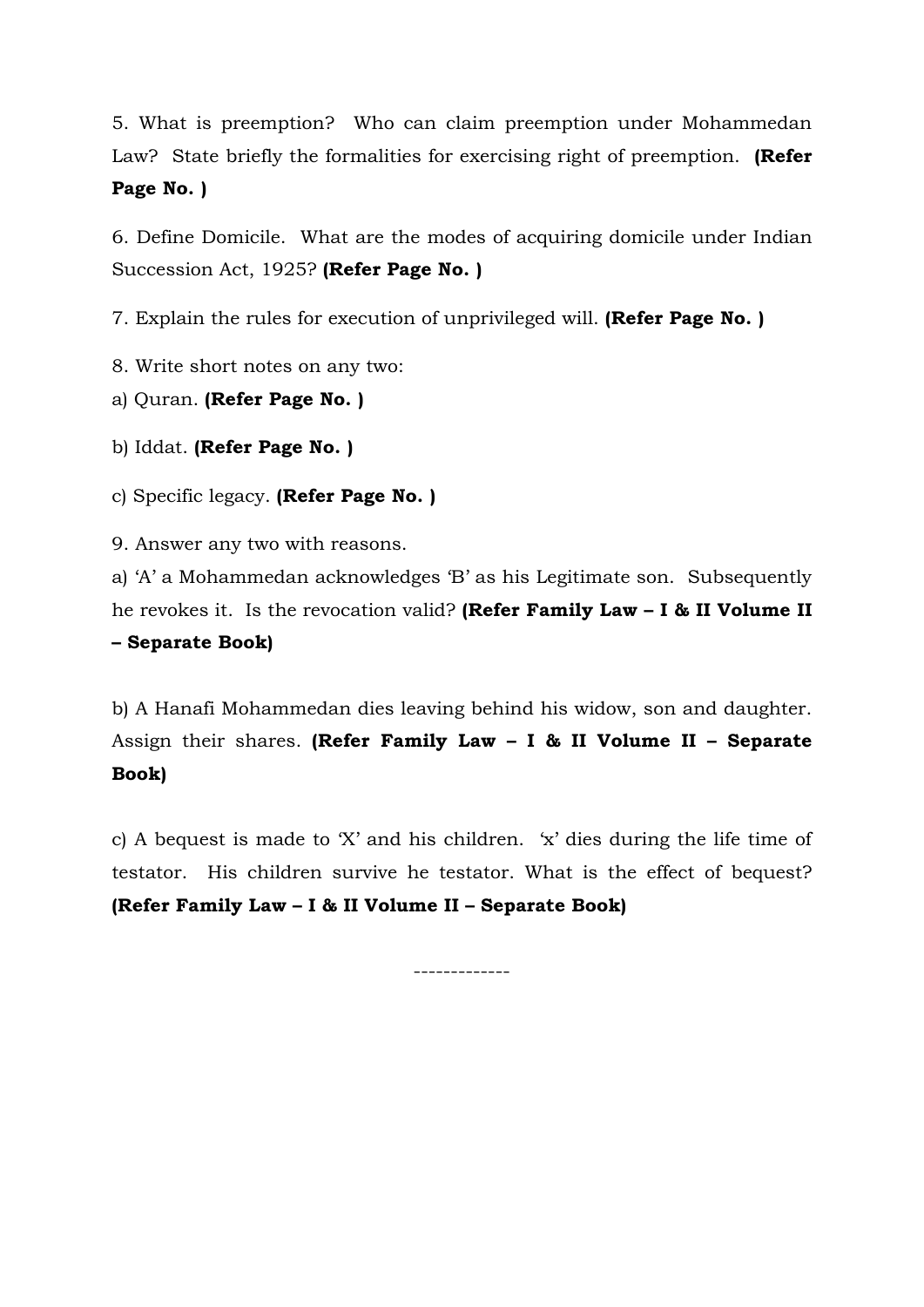5. What is preemption? Who can claim preemption under Mohammedan Law? State briefly the formalities for exercising right of preemption. **(Refer Page No. )**

6. Define Domicile. What are the modes of acquiring domicile under Indian Succession Act, 1925? **(Refer Page No. )**

7. Explain the rules for execution of unprivileged will. **(Refer Page No. )**

8. Write short notes on any two:

a) Quran. **(Refer Page No. )**

b) Iddat. **(Refer Page No. )**

c) Specific legacy. **(Refer Page No. )**

9. Answer any two with reasons.

a) 'A' a Mohammedan acknowledges 'B' as his Legitimate son. Subsequently he revokes it. Is the revocation valid? **(Refer Family Law – I & II Volume II – Separate Book)**

b) A Hanafi Mohammedan dies leaving behind his widow, son and daughter. Assign their shares. **(Refer Family Law – I & II Volume II – Separate Book)**

c) A bequest is made to 'X' and his children. 'x' dies during the life time of testator. His children survive he testator. What is the effect of bequest? **(Refer Family Law – I & II Volume II – Separate Book)**

-------------